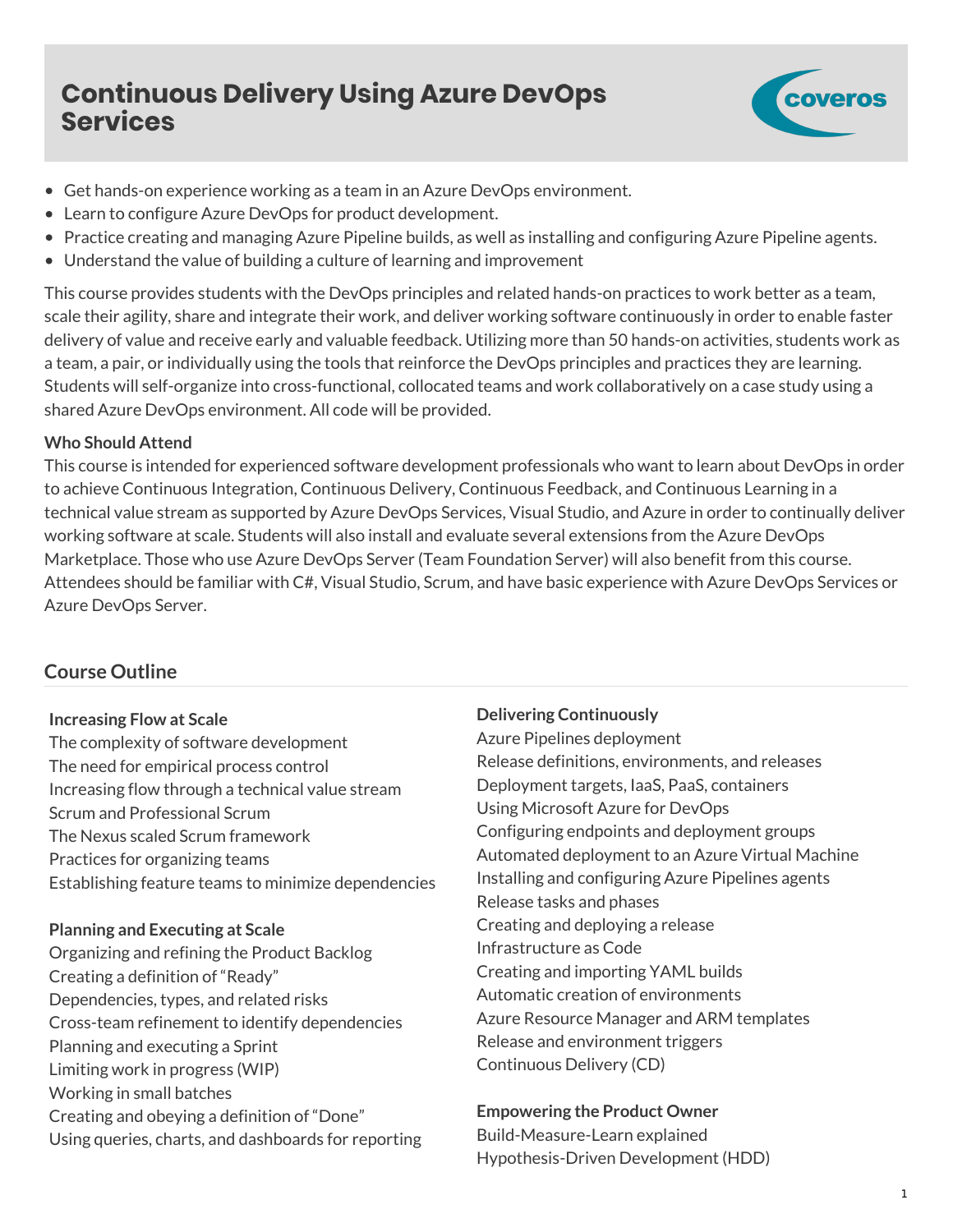# Continuous Delivery Using Azure DevOps Services

- Get hands-on experience working as a team in an Azure DevOps environment.
- Learn to configure Azure DevOps for product development.
- Practice creating and managing Azure Pipeline builds, as well as installing and configuring Azure Pipeline agents.
- Understand the value of building a culture of learning and improvement

This course provides students with the DevOps principles and related hands-on practices to work better as a team, scale their agility, share and integrate their work, and deliver working software continuously in order to enable faster delivery of value and receive early and valuable feedback. Utilizing more than 50 hands-on activities, students work as a team, a pair, or individually using the tools that reinforce the DevOps principles and practices they are learning. Students will self-organize into cross-functional, collocated teams and work collaboratively on a case study using a shared Azure DevOps environment. All code will be provided.

**Who Should Attend**

This course is intended for experienced software development professionals who want to learn about DevOps in order to achieve Continuous Integration, Continuous Delivery, Continuous Feedback, and Continuous Learning in a technical value stream as supported by Azure DevOps Services, Visual Studio, and Azure in order to continually deliver working software at scale. Students will also install and evaluate several extensions from the Azure DevOps Marketplace. Those who use Azure DevOps Server (Team Foundation Server) will also benefit from this course. Attendees should be familiar with C#, Visual Studio, Scrum, and have basic experience with Azure DevOps Services or Azure DevOps Server.

## Course Outline

**Increasing Flow at Scale**

The complexity of software development
The need for empirical process control
Increasing flow through a technical value stream
Scrum and Professional Scrum
The Nexus scaled Scrum framework
Practices for organizing teams
Establishing feature teams to minimize dependencies

**Planning and Executing at Scale**

Organizing and refining the Product Backlog
Creating a definition of "Ready"
Dependencies, types, and related risks
Cross-team refinement to identify dependencies
Planning and executing a Sprint
Limiting work in progress (WIP)
Working in small batches
Creating and obeying a definition of "Done"
Using queries, charts, and dashboards for reporting

**Delivering Continuously**

Azure Pipelines deployment
Release definitions, environments, and releases
Deployment targets, IaaS, PaaS, containers
Using Microsoft Azure for DevOps
Configuring endpoints and deployment groups
Automated deployment to an Azure Virtual Machine
Installing and configuring Azure Pipelines agents
Release tasks and phases
Creating and deploying a release
Infrastructure as Code
Creating and importing YAML builds
Automatic creation of environments
Azure Resource Manager and ARM templates
Release and environment triggers
Continuous Delivery (CD)

**Empowering the Product Owner**

Build-Measure-Learn explained
Hypothesis-Driven Development (HDD)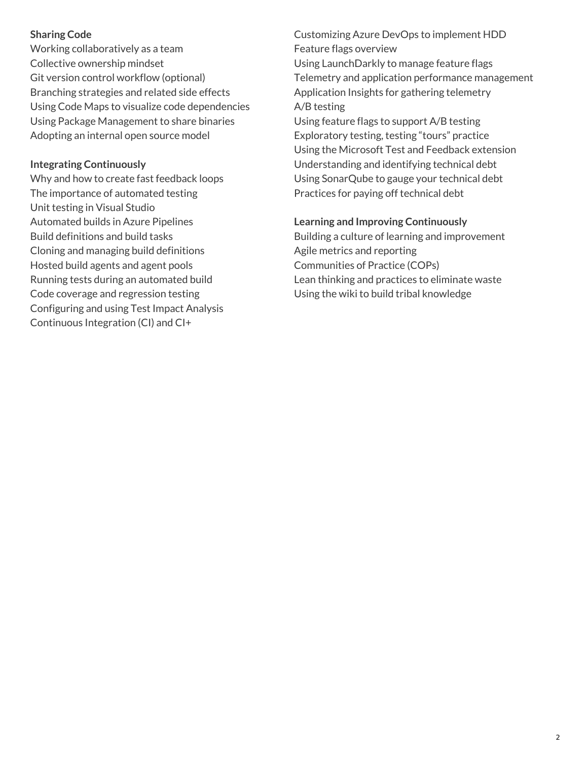**Sharing Code**

Working collaboratively as a team
Collective ownership mindset
Git version control workflow (optional)
Branching strategies and related side effects
Using Code Maps to visualize code dependencies
Using Package Management to share binaries
Adopting an internal open source model

**Integrating Continuously**

Why and how to create fast feedback loops
The importance of automated testing
Unit testing in Visual Studio
Automated builds in Azure Pipelines
Build definitions and build tasks
Cloning and managing build definitions
Hosted build agents and agent pools
Running tests during an automated build
Code coverage and regression testing
Configuring and using Test Impact Analysis
Continuous Integration (CI) and CI+

Customizing Azure DevOps to implement HDD
Feature flags overview
Using LaunchDarkly to manage feature flags
Telemetry and application performance management
Application Insights for gathering telemetry
A/B testing
Using feature flags to support A/B testing
Exploratory testing, testing "tours" practice
Using the Microsoft Test and Feedback extension
Understanding and identifying technical debt
Using SonarQube to gauge your technical debt
Practices for paying off technical debt

**Learning and Improving Continuously**

Building a culture of learning and improvement
Agile metrics and reporting
Communities of Practice (COPs)
Lean thinking and practices to eliminate waste
Using the wiki to build tribal knowledge